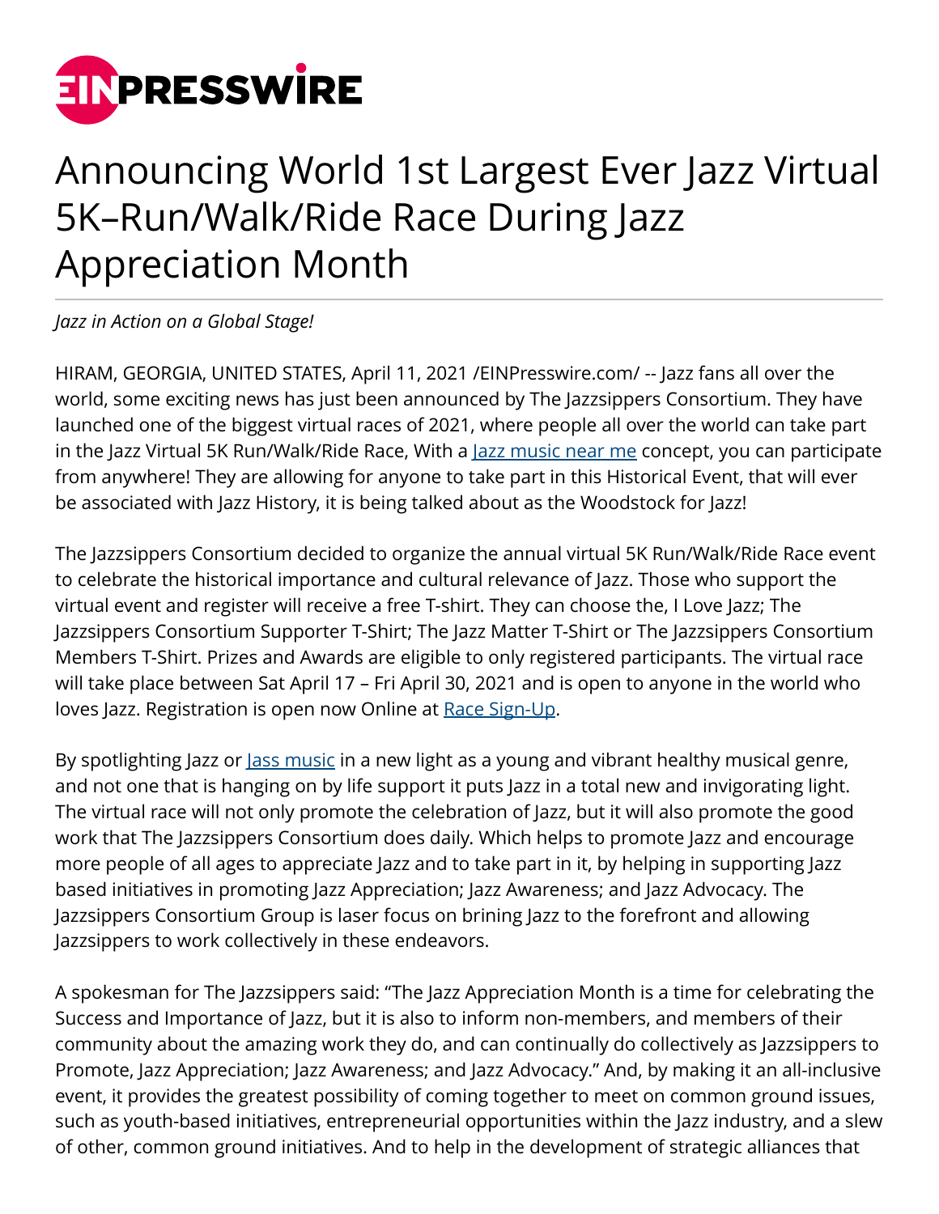# Announcing World 1st Largest Ever Jazz Virtual 5K–Run/Walk/Ride Race During Jazz Appreciation Month

*Jazz in Action on a Global Stage!*

HIRAM, GEORGIA, UNITED STATES, April 11, 2021 /EINPresswire.com/ -- Jazz fans all over the world, some exciting news has just been announced by The Jazzsippers Consortium. They have launched one of the biggest virtual races of 2021, where people all over the world can take part in the Jazz Virtual 5K Run/Walk/Ride Race, With a Jazz music near me concept, you can participate from anywhere! They are allowing for anyone to take part in this Historical Event, that will ever be associated with Jazz History, it is being talked about as the Woodstock for Jazz!

The Jazzsippers Consortium decided to organize the annual virtual 5K Run/Walk/Ride Race event to celebrate the historical importance and cultural relevance of Jazz. Those who support the virtual event and register will receive a free T-shirt. They can choose the, I Love Jazz; The Jazzsippers Consortium Supporter T-Shirt; The Jazz Matter T-Shirt or The Jazzsippers Consortium Members T-Shirt. Prizes and Awards are eligible to only registered participants. The virtual race will take place between Sat April 17 – Fri April 30, 2021 and is open to anyone in the world who loves Jazz. Registration is open now Online at Race Sign-Up.

By spotlighting Jazz or Jass music in a new light as a young and vibrant healthy musical genre, and not one that is hanging on by life support it puts Jazz in a total new and invigorating light. The virtual race will not only promote the celebration of Jazz, but it will also promote the good work that The Jazzsippers Consortium does daily. Which helps to promote Jazz and encourage more people of all ages to appreciate Jazz and to take part in it, by helping in supporting Jazz based initiatives in promoting Jazz Appreciation; Jazz Awareness; and Jazz Advocacy. The Jazzsippers Consortium Group is laser focus on brining Jazz to the forefront and allowing Jazzsippers to work collectively in these endeavors.

A spokesman for The Jazzsippers said: "The Jazz Appreciation Month is a time for celebrating the Success and Importance of Jazz, but it is also to inform non-members, and members of their community about the amazing work they do, and can continually do collectively as Jazzsippers to Promote, Jazz Appreciation; Jazz Awareness; and Jazz Advocacy." And, by making it an all-inclusive event, it provides the greatest possibility of coming together to meet on common ground issues, such as youth-based initiatives, entrepreneurial opportunities within the Jazz industry, and a slew of other, common ground initiatives. And to help in the development of strategic alliances that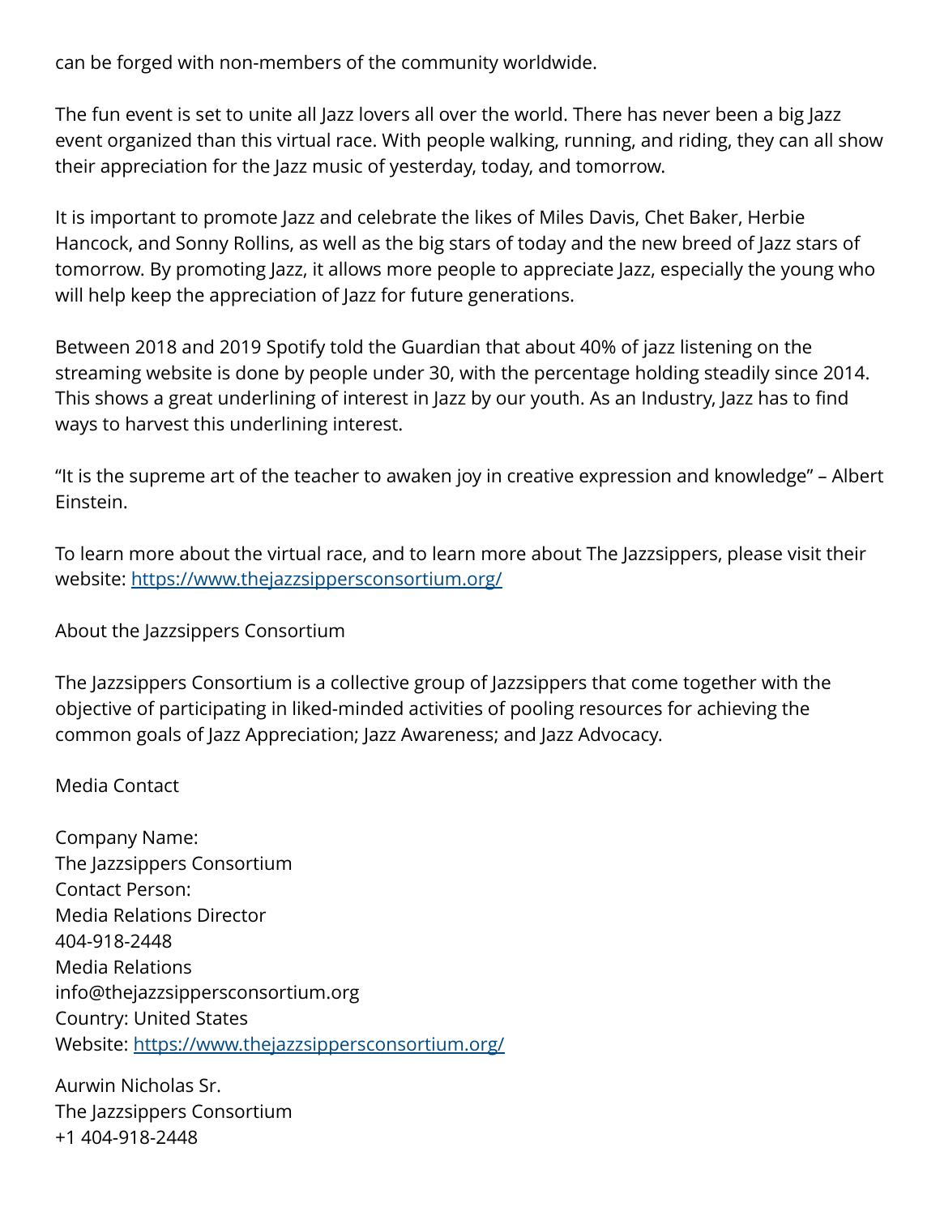can be forged with non-members of the community worldwide.

The fun event is set to unite all Jazz lovers all over the world. There has never been a big Jazz event organized than this virtual race. With people walking, running, and riding, they can all show their appreciation for the Jazz music of yesterday, today, and tomorrow.

It is important to promote Jazz and celebrate the likes of Miles Davis, Chet Baker, Herbie Hancock, and Sonny Rollins, as well as the big stars of today and the new breed of Jazz stars of tomorrow. By promoting Jazz, it allows more people to appreciate Jazz, especially the young who will help keep the appreciation of Jazz for future generations.

Between 2018 and 2019 Spotify told the Guardian that about 40% of jazz listening on the streaming website is done by people under 30, with the percentage holding steadily since 2014. This shows a great underlining of interest in Jazz by our youth. As an Industry, Jazz has to find ways to harvest this underlining interest.

"It is the supreme art of the teacher to awaken joy in creative expression and knowledge" – Albert Einstein.

To learn more about the virtual race, and to learn more about The Jazzsippers, please visit their website: [https://www.thejazzsippersconsortium.org/](https://www.thejazzsippersconsortium.org/)

About the Jazzsippers Consortium

The Jazzsippers Consortium is a collective group of Jazzsippers that come together with the objective of participating in liked-minded activities of pooling resources for achieving the common goals of Jazz Appreciation; Jazz Awareness; and Jazz Advocacy.

Media Contact

Company Name:
The Jazzsippers Consortium
Contact Person:
Media Relations Director
404-918-2448
Media Relations
info@thejazzsippersconsortium.org
Country: United States
Website: [https://www.thejazzsippersconsortium.org/](https://www.thejazzsippersconsortium.org/)

Aurwin Nicholas Sr.
The Jazzsippers Consortium
+1 404-918-2448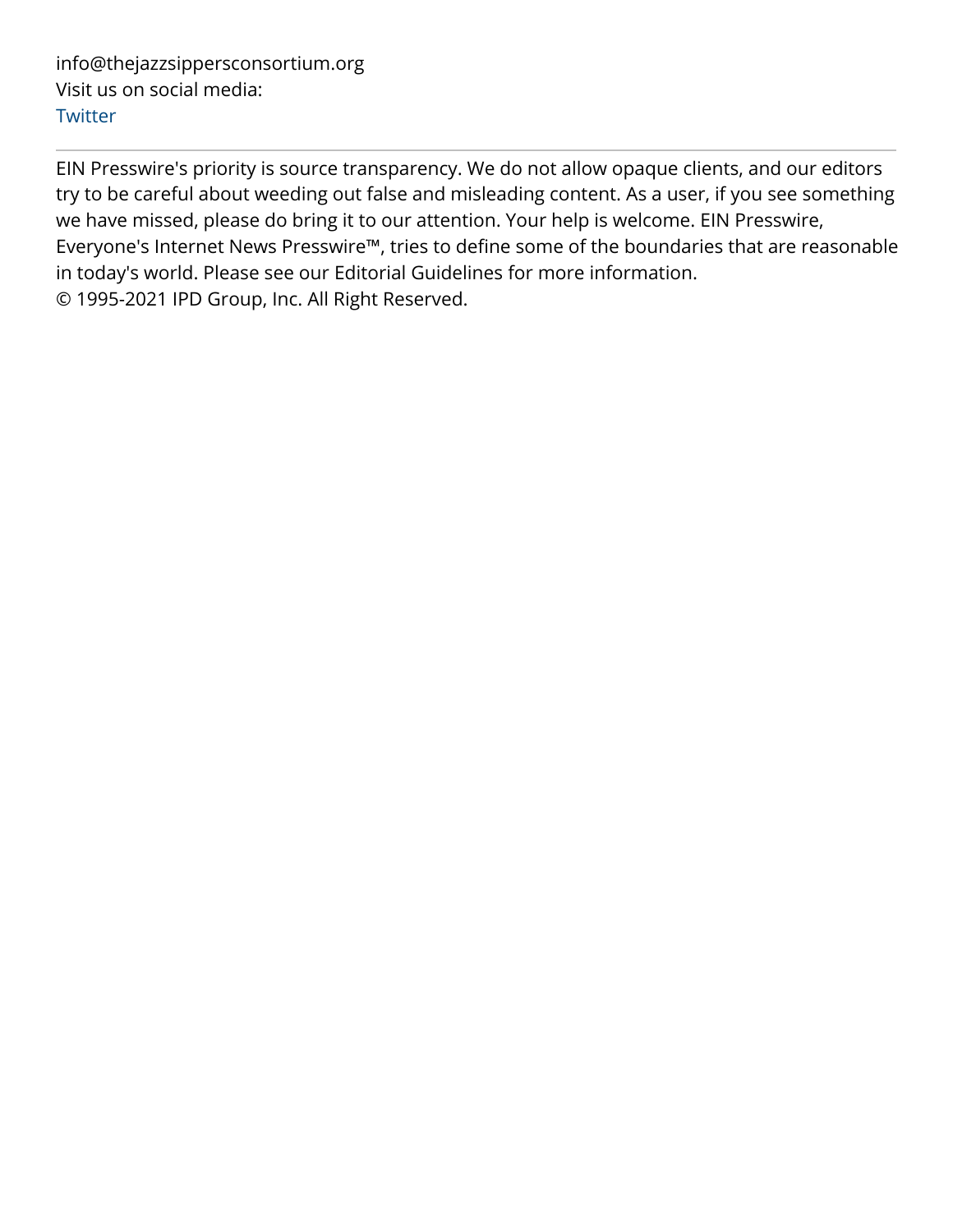info@thejazzsippersconsortium.org
Visit us on social media:
Twitter

---

EIN Presswire's priority is source transparency. We do not allow opaque clients, and our editors try to be careful about weeding out false and misleading content. As a user, if you see something we have missed, please do bring it to our attention. Your help is welcome. EIN Presswire, Everyone's Internet News Presswire™, tries to define some of the boundaries that are reasonable in today's world. Please see our Editorial Guidelines for more information.
© 1995-2021 IPD Group, Inc. All Right Reserved.